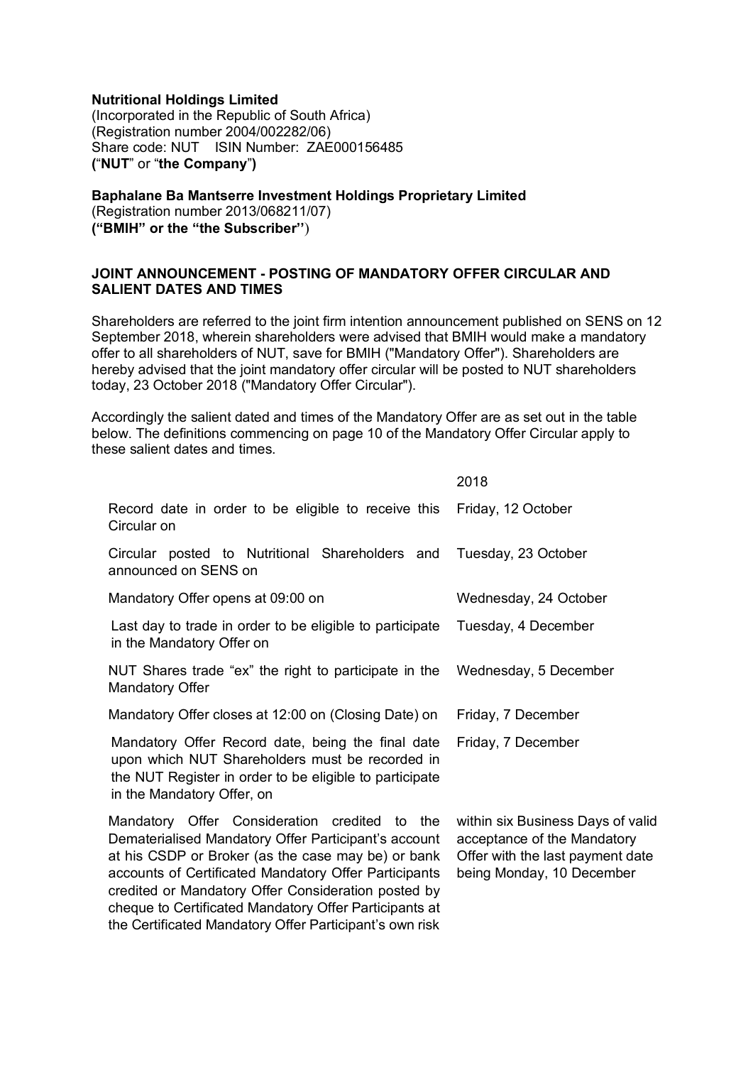**Nutritional Holdings Limited**
(Incorporated in the Republic of South Africa)
(Registration number 2004/002282/06)
Share code: NUT ISIN Number: ZAE000156485
**(**"**NUT**" or "**the Company**"**)**

**Baphalane Ba Mantserre Investment Holdings Proprietary Limited**
(Registration number 2013/068211/07)
**("BMIH" or the "the Subscriber"**)

**JOINT ANNOUNCEMENT - POSTING OF MANDATORY OFFER CIRCULAR AND SALIENT DATES AND TIMES**

Shareholders are referred to the joint firm intention announcement published on SENS on 12 September 2018, wherein shareholders were advised that BMIH would make a mandatory offer to all shareholders of NUT, save for BMIH ("Mandatory Offer"). Shareholders are hereby advised that the joint mandatory offer circular will be posted to NUT shareholders today, 23 October 2018 ("Mandatory Offer Circular").

Accordingly the salient dated and times of the Mandatory Offer are as set out in the table below. The definitions commencing on page 10 of the Mandatory Offer Circular apply to these salient dates and times.

| | 2018 |
|---|---|
| Record date in order to be eligible to receive this Circular on | Friday, 12 October |
| Circular posted to Nutritional Shareholders and announced on SENS on | Tuesday, 23 October |
| Mandatory Offer opens at 09:00 on | Wednesday, 24 October |
| Last day to trade in order to be eligible to participate in the Mandatory Offer on | Tuesday, 4 December |
| NUT Shares trade "ex" the right to participate in the Mandatory Offer | Wednesday, 5 December |
| Mandatory Offer closes at 12:00 on (Closing Date) on | Friday, 7 December |
| Mandatory Offer Record date, being the final date upon which NUT Shareholders must be recorded in the NUT Register in order to be eligible to participate in the Mandatory Offer, on | Friday, 7 December |
| Mandatory Offer Consideration credited to the Dematerialised Mandatory Offer Participant's account at his CSDP or Broker (as the case may be) or bank accounts of Certificated Mandatory Offer Participants credited or Mandatory Offer Consideration posted by cheque to Certificated Mandatory Offer Participants at the Certificated Mandatory Offer Participant's own risk | within six Business Days of valid acceptance of the Mandatory Offer with the last payment date being Monday, 10 December |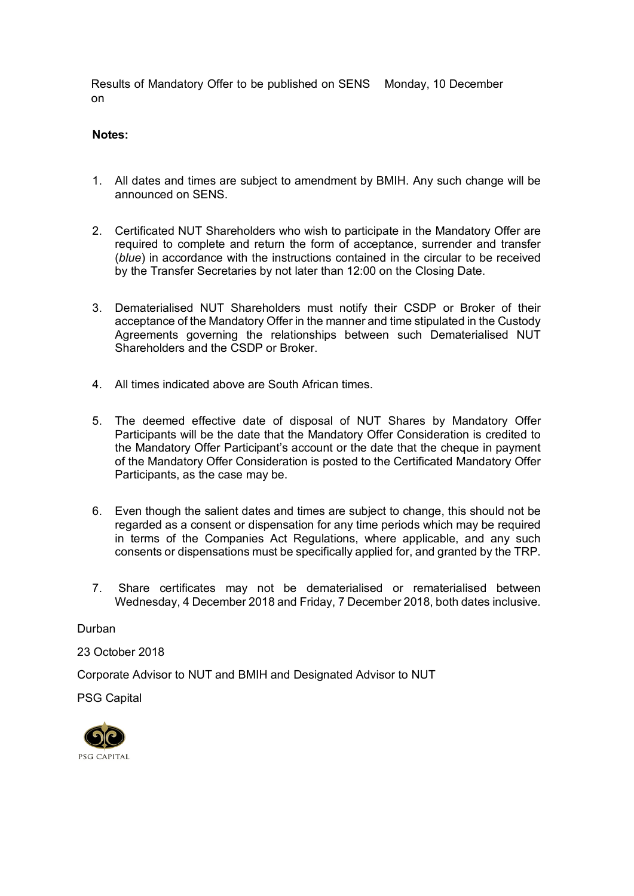Results of Mandatory Offer to be published on SENS on | Monday, 10 December

**Notes:**

1. All dates and times are subject to amendment by BMIH. Any such change will be announced on SENS.

2. Certificated NUT Shareholders who wish to participate in the Mandatory Offer are required to complete and return the form of acceptance, surrender and transfer (*blue*) in accordance with the instructions contained in the circular to be received by the Transfer Secretaries by not later than 12:00 on the Closing Date.

3. Dematerialised NUT Shareholders must notify their CSDP or Broker of their acceptance of the Mandatory Offer in the manner and time stipulated in the Custody Agreements governing the relationships between such Dematerialised NUT Shareholders and the CSDP or Broker.

4. All times indicated above are South African times.

5. The deemed effective date of disposal of NUT Shares by Mandatory Offer Participants will be the date that the Mandatory Offer Consideration is credited to the Mandatory Offer Participant's account or the date that the cheque in payment of the Mandatory Offer Consideration is posted to the Certificated Mandatory Offer Participants, as the case may be.

6. Even though the salient dates and times are subject to change, this should not be regarded as a consent or dispensation for any time periods which may be required in terms of the Companies Act Regulations, where applicable, and any such consents or dispensations must be specifically applied for, and granted by the TRP.

7. Share certificates may not be dematerialised or rematerialised between Wednesday, 4 December 2018 and Friday, 7 December 2018, both dates inclusive.

Durban

23 October 2018

Corporate Advisor to NUT and BMIH and Designated Advisor to NUT

PSG Capital